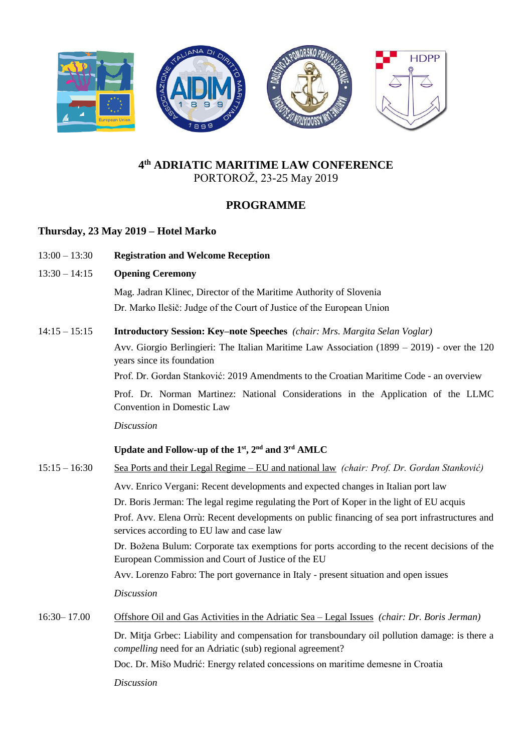# 4th ADRIATIC MARITIME LAW CONFERENCE

PORTOROŽ, 23-25 May 2019

## PROGRAMME

### Thursday, 23 May 2019 – Hotel Marko

13:00 – 13:30 **Registration and Welcome Reception**

13:30 – 14:15 **Opening Ceremony**

Mag. Jadran Klinec, Director of the Maritime Authority of Slovenia

Dr. Marko Ilešič: Judge of the Court of Justice of the European Union

14:15 – 15:15 **Introductory Session: Key–note Speeches** *(chair: Mrs. Margita Selan Voglar)*

Avv. Giorgio Berlingieri: The Italian Maritime Law Association (1899 – 2019) - over the 120 years since its foundation

Prof. Dr. Gordan Stanković: 2019 Amendments to the Croatian Maritime Code - an overview

Prof. Dr. Norman Martinez: National Considerations in the Application of the LLMC Convention in Domestic Law

*Discussion*

**Update and Follow-up of the 1st, 2nd and 3rd AMLC**

15:15 – 16:30 Sea Ports and their Legal Regime – EU and national law *(chair: Prof. Dr. Gordan Stanković)*

Avv. Enrico Vergani: Recent developments and expected changes in Italian port law

Dr. Boris Jerman: The legal regime regulating the Port of Koper in the light of EU acquis

Prof. Avv. Elena Orrù: Recent developments on public financing of sea port infrastructures and services according to EU law and case law

Dr. Božena Bulum: Corporate tax exemptions for ports according to the recent decisions of the European Commission and Court of Justice of the EU

Avv. Lorenzo Fabro: The port governance in Italy - present situation and open issues

*Discussion*

16:30– 17.00 Offshore Oil and Gas Activities in the Adriatic Sea – Legal Issues *(chair: Dr. Boris Jerman)*

Dr. Mitja Grbec: Liability and compensation for transboundary oil pollution damage: is there a *compelling* need for an Adriatic (sub) regional agreement?

Doc. Dr. Mišo Mudrić: Energy related concessions on maritime demesne in Croatia

*Discussion*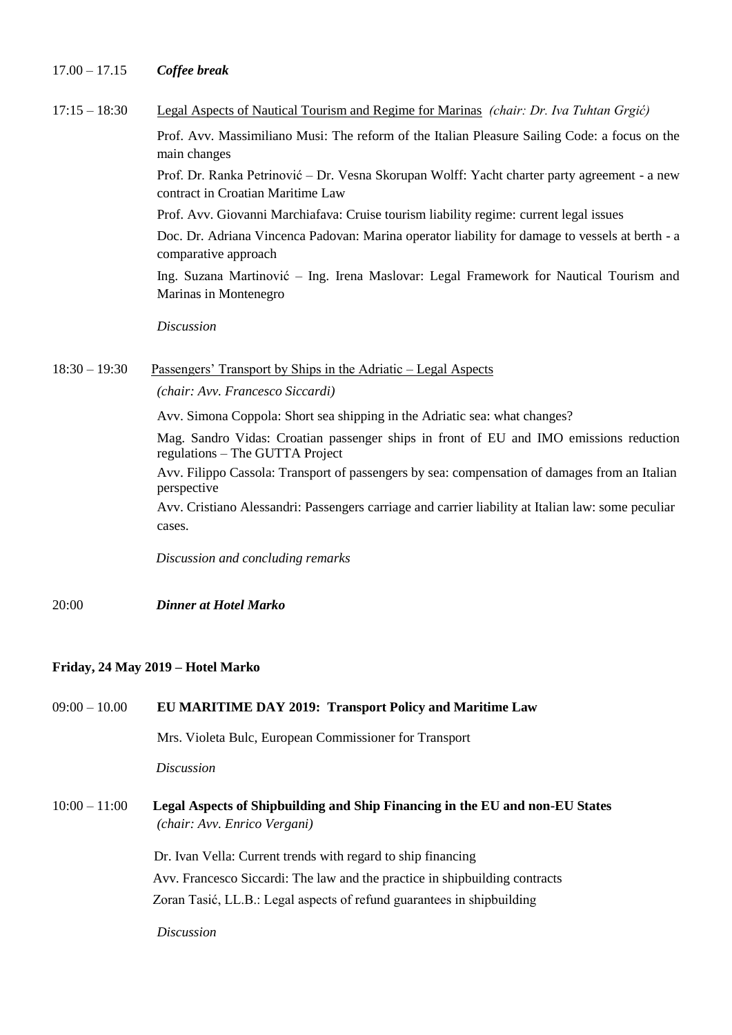17.00 – 17.15 ***Coffee break***

17:15 – 18:30 Legal Aspects of Nautical Tourism and Regime for Marinas *(chair: Dr. Iva Tuhtan Grgić)*

Prof. Avv. Massimiliano Musi: The reform of the Italian Pleasure Sailing Code: a focus on the main changes

Prof. Dr. Ranka Petrinović – Dr. Vesna Skorupan Wolff: Yacht charter party agreement - a new contract in Croatian Maritime Law

Prof. Avv. Giovanni Marchiafava: Cruise tourism liability regime: current legal issues

Doc. Dr. Adriana Vincenca Padovan: Marina operator liability for damage to vessels at berth - a comparative approach

Ing. Suzana Martinović – Ing. Irena Maslovar: Legal Framework for Nautical Tourism and Marinas in Montenegro

*Discussion*

18:30 – 19:30 Passengers' Transport by Ships in the Adriatic – Legal Aspects

*(chair: Avv. Francesco Siccardi)*

Avv. Simona Coppola: Short sea shipping in the Adriatic sea: what changes?

Mag. Sandro Vidas: Croatian passenger ships in front of EU and IMO emissions reduction regulations – The GUTTA Project

Avv. Filippo Cassola: Transport of passengers by sea: compensation of damages from an Italian perspective

Avv. Cristiano Alessandri: Passengers carriage and carrier liability at Italian law: some peculiar cases.

*Discussion and concluding remarks*

20:00 ***Dinner at Hotel Marko***

**Friday, 24 May 2019 – Hotel Marko**

09:00 – 10.00 **EU MARITIME DAY 2019: Transport Policy and Maritime Law**

Mrs. Violeta Bulc, European Commissioner for Transport

*Discussion*

10:00 – 11:00 **Legal Aspects of Shipbuilding and Ship Financing in the EU and non-EU States** *(chair: Avv. Enrico Vergani)*

Dr. Ivan Vella: Current trends with regard to ship financing

Avv. Francesco Siccardi: The law and the practice in shipbuilding contracts

Zoran Tasić, LL.B.: Legal aspects of refund guarantees in shipbuilding

*Discussion*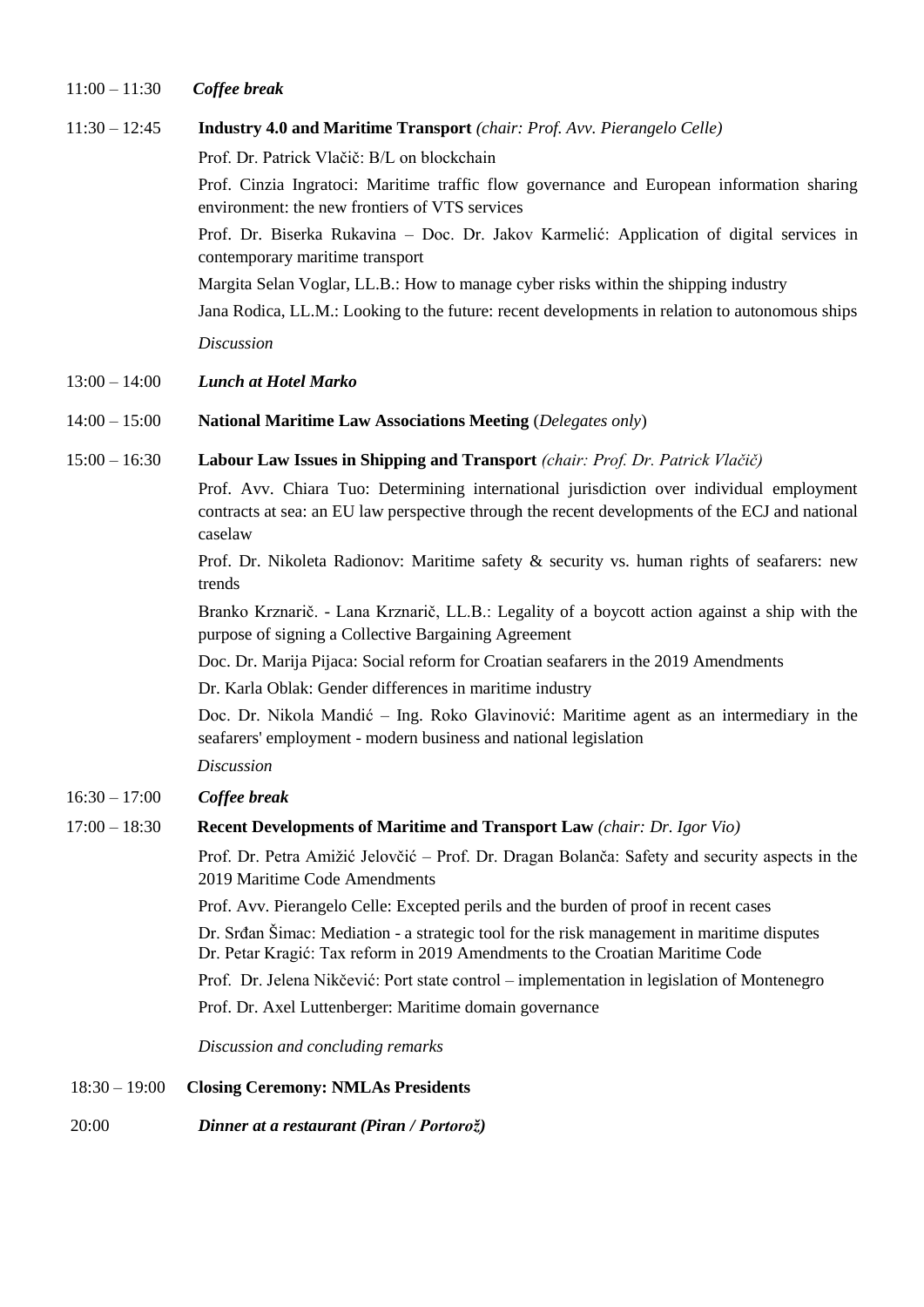11:00 – 11:30 *Coffee break*

11:30 – 12:45 **Industry 4.0 and Maritime Transport** *(chair: Prof. Avv. Pierangelo Celle)*

Prof. Dr. Patrick Vlačič: B/L on blockchain

Prof. Cinzia Ingratoci: Maritime traffic flow governance and European information sharing environment: the new frontiers of VTS services

Prof. Dr. Biserka Rukavina – Doc. Dr. Jakov Karmelić: Application of digital services in contemporary maritime transport

Margita Selan Voglar, LL.B.: How to manage cyber risks within the shipping industry

Jana Rodica, LL.M.: Looking to the future: recent developments in relation to autonomous ships

*Discussion*

13:00 – 14:00 ***Lunch at Hotel Marko***

14:00 – 15:00 **National Maritime Law Associations Meeting** (*Delegates only*)

15:00 – 16:30 **Labour Law Issues in Shipping and Transport** *(chair: Prof. Dr. Patrick Vlačič)*

Prof. Avv. Chiara Tuo: Determining international jurisdiction over individual employment contracts at sea: an EU law perspective through the recent developments of the ECJ and national caselaw

Prof. Dr. Nikoleta Radionov: Maritime safety & security vs. human rights of seafarers: new trends

Branko Krznarič. - Lana Krznarič, LL.B.: Legality of a boycott action against a ship with the purpose of signing a Collective Bargaining Agreement

Doc. Dr. Marija Pijaca: Social reform for Croatian seafarers in the 2019 Amendments

Dr. Karla Oblak: Gender differences in maritime industry

Doc. Dr. Nikola Mandić – Ing. Roko Glavinović: Maritime agent as an intermediary in the seafarers' employment - modern business and national legislation

*Discussion*

16:30 – 17:00 ***Coffee break***

17:00 – 18:30 **Recent Developments of Maritime and Transport Law** *(chair: Dr. Igor Vio)*

Prof. Dr. Petra Amižić Jelovčić – Prof. Dr. Dragan Bolanča: Safety and security aspects in the 2019 Maritime Code Amendments

Prof. Avv. Pierangelo Celle: Excepted perils and the burden of proof in recent cases

Dr. Srđan Šimac: Mediation - a strategic tool for the risk management in maritime disputes

Dr. Petar Kragić: Tax reform in 2019 Amendments to the Croatian Maritime Code

Prof. Dr. Jelena Nikčević: Port state control – implementation in legislation of Montenegro

Prof. Dr. Axel Luttenberger: Maritime domain governance

*Discussion and concluding remarks*

18:30 – 19:00 **Closing Ceremony: NMLAs Presidents**

20:00 ***Dinner at a restaurant (Piran / Portorož)***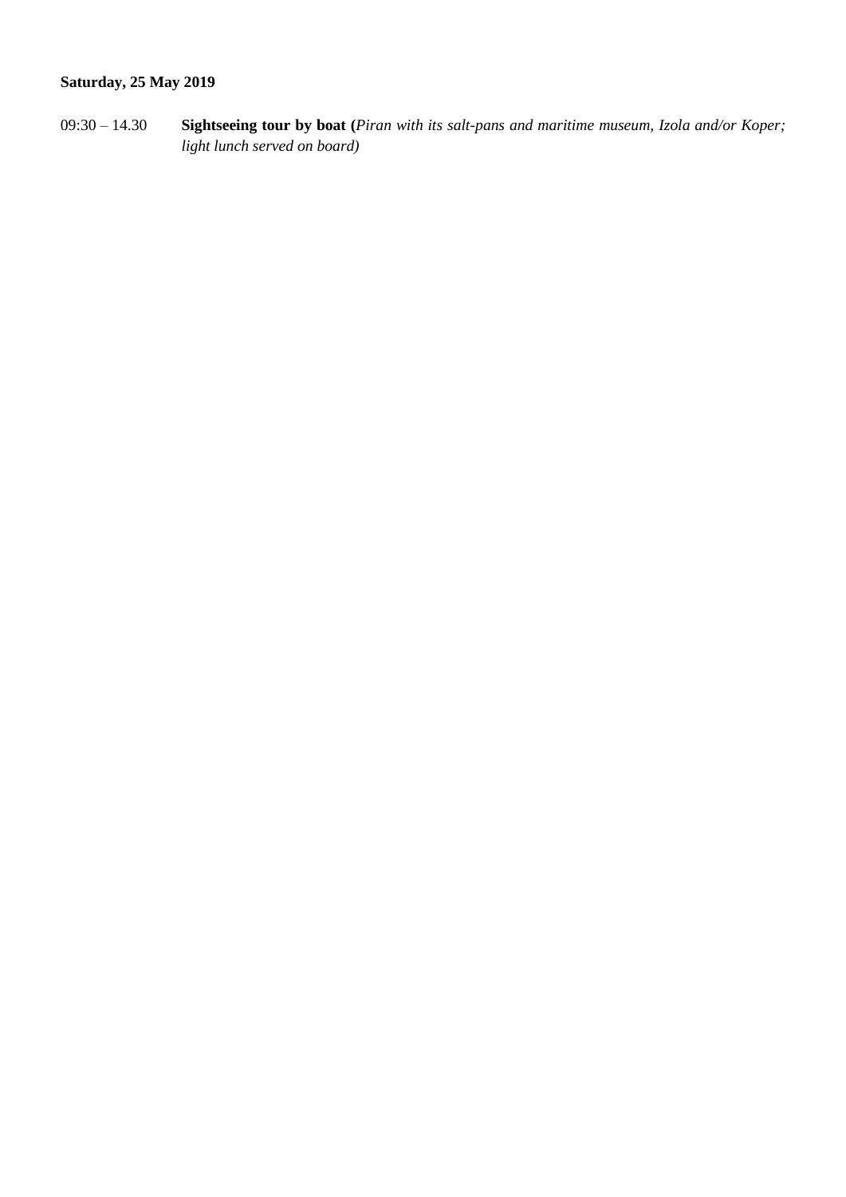**Saturday, 25 May 2019**

09:30 – 14.30 **Sightseeing tour by boat (***Piran with its salt-pans and maritime museum, Izola and/or Koper; light lunch served on board)*